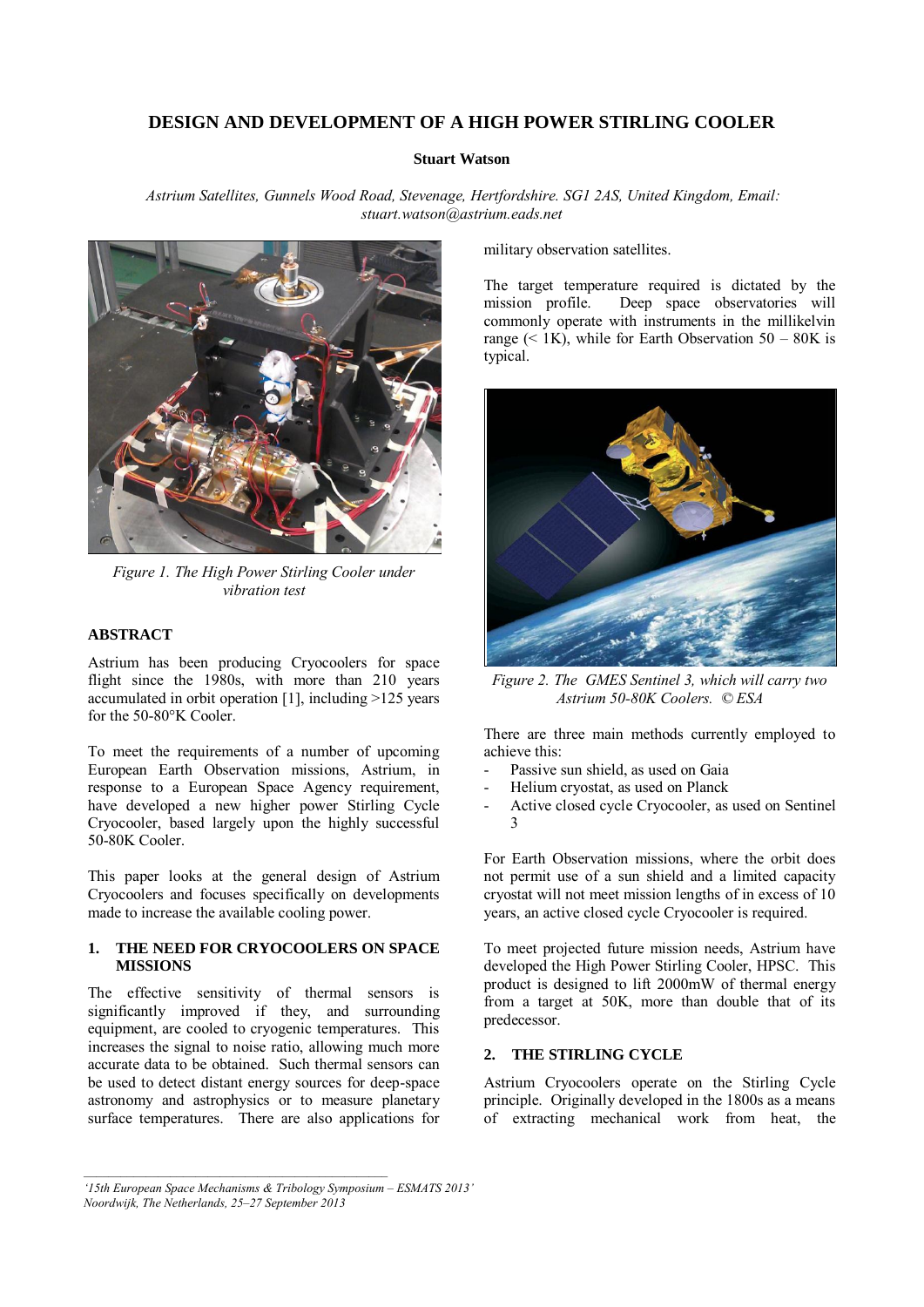# DESIGN AND DEVELOPMENT OF A HIGH POWER STIRLING COOLER

**Stuart Watson**

*Astrium Satellites, Gunnels Wood Road, Stevenage, Hertfordshire. SG1 2AS, United Kingdom, Email: stuart.watson@astrium.eads.net*

*Figure 1. The High Power Stirling Cooler under vibration test*

## ABSTRACT

Astrium has been producing Cryocoolers for space flight since the 1980s, with more than 210 years accumulated in orbit operation [1], including >125 years for the 50-80°K Cooler.

To meet the requirements of a number of upcoming European Earth Observation missions, Astrium, in response to a European Space Agency requirement, have developed a new higher power Stirling Cycle Cryocooler, based largely upon the highly successful 50-80K Cooler.

This paper looks at the general design of Astrium Cryocoolers and focuses specifically on developments made to increase the available cooling power.

## 1. THE NEED FOR CRYOCOOLERS ON SPACE MISSIONS

The effective sensitivity of thermal sensors is significantly improved if they, and surrounding equipment, are cooled to cryogenic temperatures. This increases the signal to noise ratio, allowing much more accurate data to be obtained. Such thermal sensors can be used to detect distant energy sources for deep-space astronomy and astrophysics or to measure planetary surface temperatures. There are also applications for military observation satellites.

The target temperature required is dictated by the mission profile. Deep space observatories will commonly operate with instruments in the millikelvin range (< 1K), while for Earth Observation 50 – 80K is typical.

*Figure 2. The GMES Sentinel 3, which will carry two Astrium 50-80K Coolers. © ESA*

There are three main methods currently employed to achieve this:

- Passive sun shield, as used on Gaia
- Helium cryostat, as used on Planck
- Active closed cycle Cryocooler, as used on Sentinel 3

For Earth Observation missions, where the orbit does not permit use of a sun shield and a limited capacity cryostat will not meet mission lengths of in excess of 10 years, an active closed cycle Cryocooler is required.

To meet projected future mission needs, Astrium have developed the High Power Stirling Cooler, HPSC. This product is designed to lift 2000mW of thermal energy from a target at 50K, more than double that of its predecessor.

## 2. THE STIRLING CYCLE

Astrium Cryocoolers operate on the Stirling Cycle principle. Originally developed in the 1800s as a means of extracting mechanical work from heat, the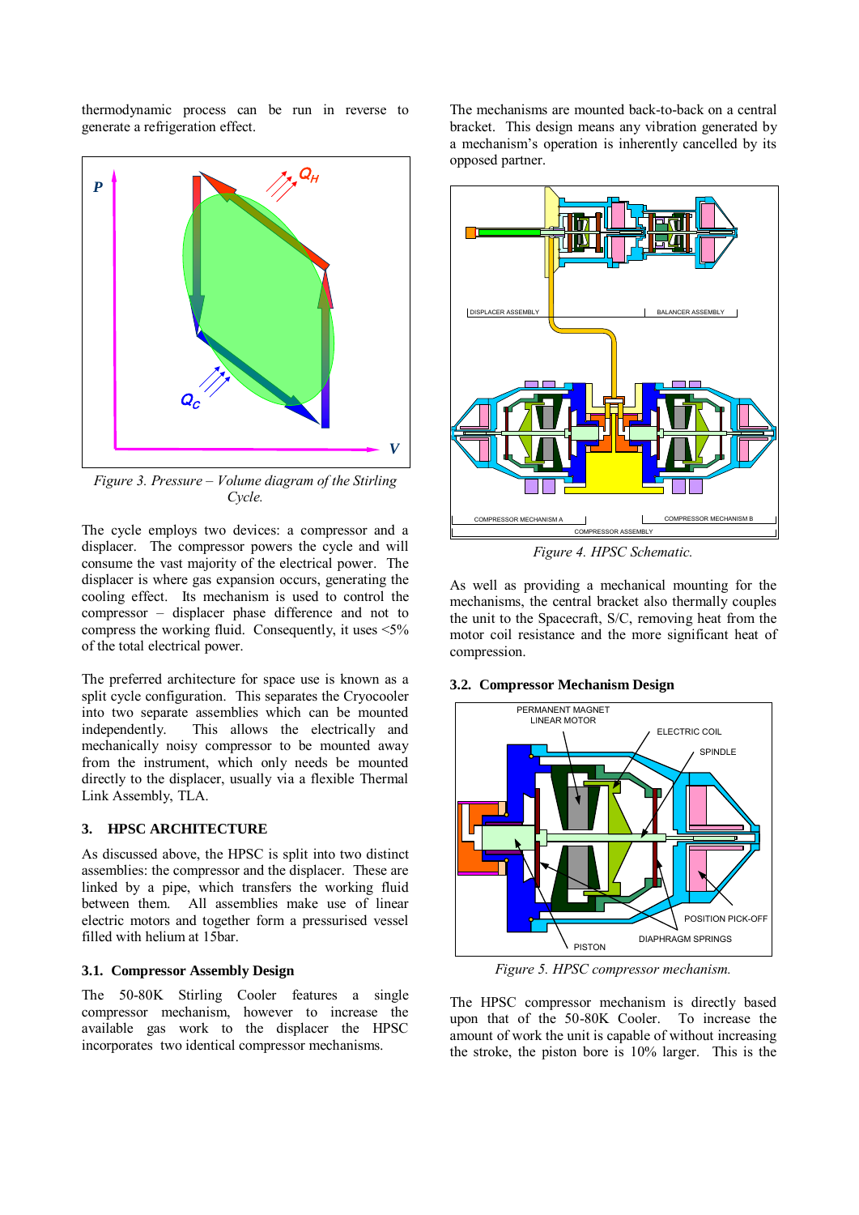thermodynamic process can be run in reverse to generate a refrigeration effect.

*Figure 3. Pressure – Volume diagram of the Stirling Cycle.*

The cycle employs two devices: a compressor and a displacer. The compressor powers the cycle and will consume the vast majority of the electrical power. The displacer is where gas expansion occurs, generating the cooling effect. Its mechanism is used to control the compressor – displacer phase difference and not to compress the working fluid. Consequently, it uses <5% of the total electrical power.

The preferred architecture for space use is known as a split cycle configuration. This separates the Cryocooler into two separate assemblies which can be mounted independently. This allows the electrically and mechanically noisy compressor to be mounted away from the instrument, which only needs be mounted directly to the displacer, usually via a flexible Thermal Link Assembly, TLA.

## 3. HPSC ARCHITECTURE

As discussed above, the HPSC is split into two distinct assemblies: the compressor and the displacer. These are linked by a pipe, which transfers the working fluid between them. All assemblies make use of linear electric motors and together form a pressurised vessel filled with helium at 15bar.

### 3.1. Compressor Assembly Design

The 50-80K Stirling Cooler features a single compressor mechanism, however to increase the available gas work to the displacer the HPSC incorporates two identical compressor mechanisms.

The mechanisms are mounted back-to-back on a central bracket. This design means any vibration generated by a mechanism's operation is inherently cancelled by its opposed partner.

*Figure 4. HPSC Schematic.*

As well as providing a mechanical mounting for the mechanisms, the central bracket also thermally couples the unit to the Spacecraft, S/C, removing heat from the motor coil resistance and the more significant heat of compression.

### 3.2. Compressor Mechanism Design

*Figure 5. HPSC compressor mechanism.*

The HPSC compressor mechanism is directly based upon that of the 50-80K Cooler. To increase the amount of work the unit is capable of without increasing the stroke, the piston bore is 10% larger. This is the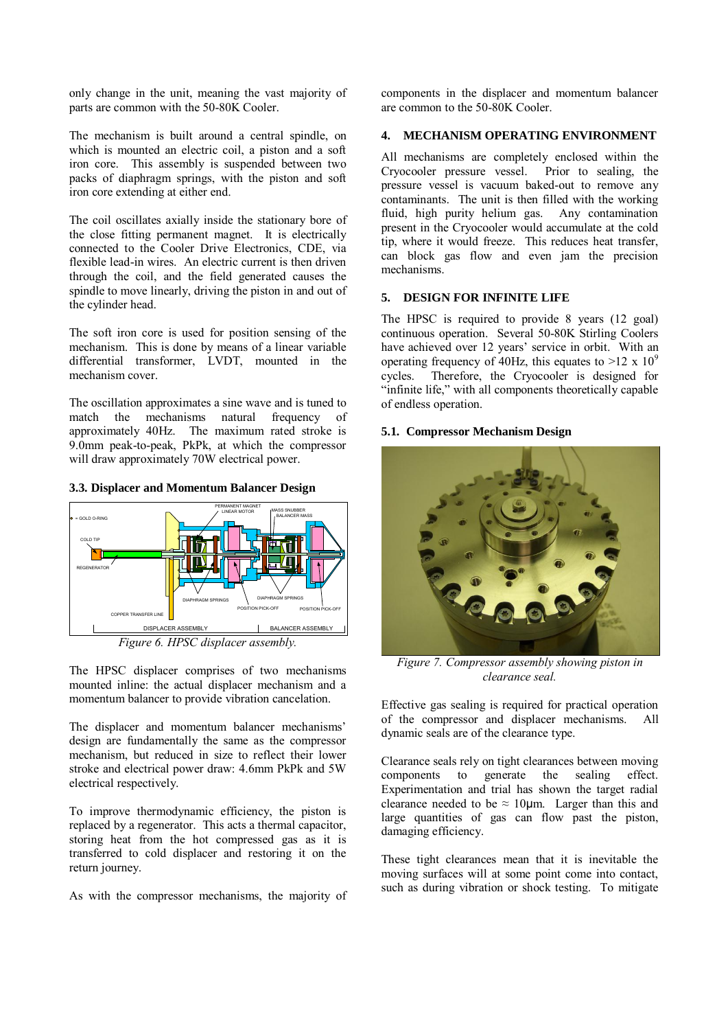only change in the unit, meaning the vast majority of parts are common with the 50-80K Cooler.

The mechanism is built around a central spindle, on which is mounted an electric coil, a piston and a soft iron core. This assembly is suspended between two packs of diaphragm springs, with the piston and soft iron core extending at either end.

The coil oscillates axially inside the stationary bore of the close fitting permanent magnet. It is electrically connected to the Cooler Drive Electronics, CDE, via flexible lead-in wires. An electric current is then driven through the coil, and the field generated causes the spindle to move linearly, driving the piston in and out of the cylinder head.

The soft iron core is used for position sensing of the mechanism. This is done by means of a linear variable differential transformer, LVDT, mounted in the mechanism cover.

The oscillation approximates a sine wave and is tuned to match the mechanisms natural frequency of approximately 40Hz. The maximum rated stroke is 9.0mm peak-to-peak, PkPk, at which the compressor will draw approximately 70W electrical power.

### 3.3. Displacer and Momentum Balancer Design

*Figure 6. HPSC displacer assembly.*

The HPSC displacer comprises of two mechanisms mounted inline: the actual displacer mechanism and a momentum balancer to provide vibration cancelation.

The displacer and momentum balancer mechanisms' design are fundamentally the same as the compressor mechanism, but reduced in size to reflect their lower stroke and electrical power draw: 4.6mm PkPk and 5W electrical respectively.

To improve thermodynamic efficiency, the piston is replaced by a regenerator. This acts a thermal capacitor, storing heat from the hot compressed gas as it is transferred to cold displacer and restoring it on the return journey.

As with the compressor mechanisms, the majority of components in the displacer and momentum balancer are common to the 50-80K Cooler.

## 4. MECHANISM OPERATING ENVIRONMENT

All mechanisms are completely enclosed within the Cryocooler pressure vessel. Prior to sealing, the pressure vessel is vacuum baked-out to remove any contaminants. The unit is then filled with the working fluid, high purity helium gas. Any contamination present in the Cryocooler would accumulate at the cold tip, where it would freeze. This reduces heat transfer, can block gas flow and even jam the precision mechanisms.

## 5. DESIGN FOR INFINITE LIFE

The HPSC is required to provide 8 years (12 goal) continuous operation. Several 50-80K Stirling Coolers have achieved over 12 years' service in orbit. With an operating frequency of 40Hz, this equates to $>12 \times 10^9$ cycles. Therefore, the Cryocooler is designed for "infinite life," with all components theoretically capable of endless operation.

### 5.1. Compressor Mechanism Design

*Figure 7. Compressor assembly showing piston in clearance seal.*

Effective gas sealing is required for practical operation of the compressor and displacer mechanisms. All dynamic seals are of the clearance type.

Clearance seals rely on tight clearances between moving components to generate the sealing effect. Experimentation and trial has shown the target radial clearance needed to be $\approx 10\mu m$. Larger than this and large quantities of gas can flow past the piston, damaging efficiency.

These tight clearances mean that it is inevitable the moving surfaces will at some point come into contact, such as during vibration or shock testing. To mitigate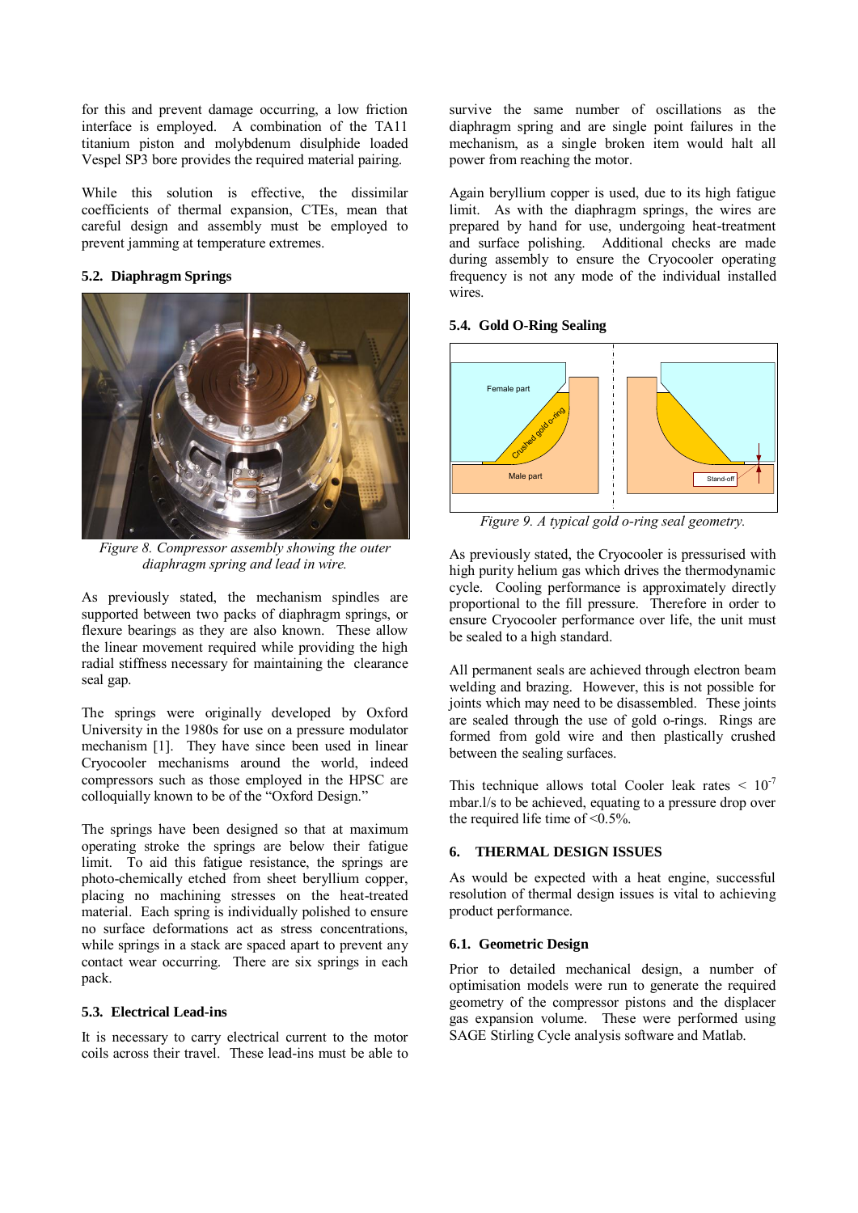for this and prevent damage occurring, a low friction interface is employed. A combination of the TA11 titanium piston and molybdenum disulphide loaded Vespel SP3 bore provides the required material pairing.

While this solution is effective, the dissimilar coefficients of thermal expansion, CTEs, mean that careful design and assembly must be employed to prevent jamming at temperature extremes.

### 5.2. Diaphragm Springs

*Figure 8. Compressor assembly showing the outer diaphragm spring and lead in wire.*

As previously stated, the mechanism spindles are supported between two packs of diaphragm springs, or flexure bearings as they are also known. These allow the linear movement required while providing the high radial stiffness necessary for maintaining the clearance seal gap.

The springs were originally developed by Oxford University in the 1980s for use on a pressure modulator mechanism [1]. They have since been used in linear Cryocooler mechanisms around the world, indeed compressors such as those employed in the HPSC are colloquially known to be of the "Oxford Design."

The springs have been designed so that at maximum operating stroke the springs are below their fatigue limit. To aid this fatigue resistance, the springs are photo-chemically etched from sheet beryllium copper, placing no machining stresses on the heat-treated material. Each spring is individually polished to ensure no surface deformations act as stress concentrations, while springs in a stack are spaced apart to prevent any contact wear occurring. There are six springs in each pack.

### 5.3. Electrical Lead-ins

It is necessary to carry electrical current to the motor coils across their travel. These lead-ins must be able to survive the same number of oscillations as the diaphragm spring and are single point failures in the mechanism, as a single broken item would halt all power from reaching the motor.

Again beryllium copper is used, due to its high fatigue limit. As with the diaphragm springs, the wires are prepared by hand for use, undergoing heat-treatment and surface polishing. Additional checks are made during assembly to ensure the Cryocooler operating frequency is not any mode of the individual installed wires.

### 5.4. Gold O-Ring Sealing

Female part

Crushed gold o-ring

Male part

Stand-off

*Figure 9. A typical gold o-ring seal geometry.*

As previously stated, the Cryocooler is pressurised with high purity helium gas which drives the thermodynamic cycle. Cooling performance is approximately directly proportional to the fill pressure. Therefore in order to ensure Cryocooler performance over life, the unit must be sealed to a high standard.

All permanent seals are achieved through electron beam welding and brazing. However, this is not possible for joints which may need to be disassembled. These joints are sealed through the use of gold o-rings. Rings are formed from gold wire and then plastically crushed between the sealing surfaces.

This technique allows total Cooler leak rates $< 10^{-7}$ mbar.l/s to be achieved, equating to a pressure drop over the required life time of <0.5%.

## 6. THERMAL DESIGN ISSUES

As would be expected with a heat engine, successful resolution of thermal design issues is vital to achieving product performance.

### 6.1. Geometric Design

Prior to detailed mechanical design, a number of optimisation models were run to generate the required geometry of the compressor pistons and the displacer gas expansion volume. These were performed using SAGE Stirling Cycle analysis software and Matlab.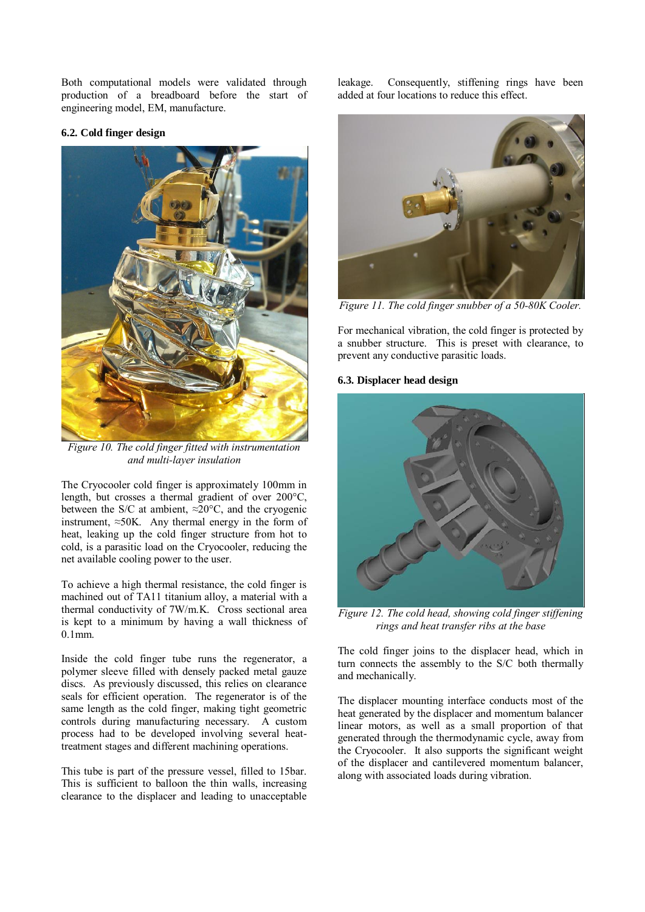Both computational models were validated through production of a breadboard before the start of engineering model, EM, manufacture.

### 6.2. Cold finger design

*Figure 10. The cold finger fitted with instrumentation and multi-layer insulation*

The Cryocooler cold finger is approximately 100mm in length, but crosses a thermal gradient of over 200°C, between the S/C at ambient, ≈20°C, and the cryogenic instrument, ≈50K. Any thermal energy in the form of heat, leaking up the cold finger structure from hot to cold, is a parasitic load on the Cryocooler, reducing the net available cooling power to the user.

To achieve a high thermal resistance, the cold finger is machined out of TA11 titanium alloy, a material with a thermal conductivity of 7W/m.K. Cross sectional area is kept to a minimum by having a wall thickness of 0.1mm.

Inside the cold finger tube runs the regenerator, a polymer sleeve filled with densely packed metal gauze discs. As previously discussed, this relies on clearance seals for efficient operation. The regenerator is of the same length as the cold finger, making tight geometric controls during manufacturing necessary. A custom process had to be developed involving several heat-treatment stages and different machining operations.

This tube is part of the pressure vessel, filled to 15bar. This is sufficient to balloon the thin walls, increasing clearance to the displacer and leading to unacceptable leakage. Consequently, stiffening rings have been added at four locations to reduce this effect.

*Figure 11. The cold finger snubber of a 50-80K Cooler.*

For mechanical vibration, the cold finger is protected by a snubber structure. This is preset with clearance, to prevent any conductive parasitic loads.

### 6.3. Displacer head design

*Figure 12. The cold head, showing cold finger stiffening rings and heat transfer ribs at the base*

The cold finger joins to the displacer head, which in turn connects the assembly to the S/C both thermally and mechanically.

The displacer mounting interface conducts most of the heat generated by the displacer and momentum balancer linear motors, as well as a small proportion of that generated through the thermodynamic cycle, away from the Cryocooler. It also supports the significant weight of the displacer and cantilevered momentum balancer, along with associated loads during vibration.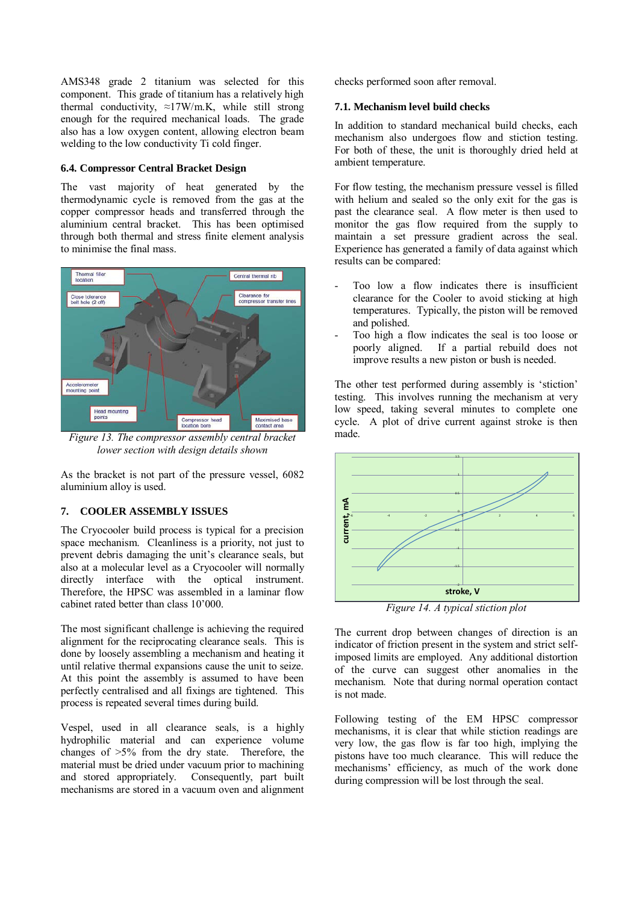AMS348 grade 2 titanium was selected for this component. This grade of titanium has a relatively high thermal conductivity, ≈17W/m.K, while still strong enough for the required mechanical loads. The grade also has a low oxygen content, allowing electron beam welding to the low conductivity Ti cold finger.

### 6.4. Compressor Central Bracket Design

The vast majority of heat generated by the thermodynamic cycle is removed from the gas at the copper compressor heads and transferred through the aluminium central bracket. This has been optimised through both thermal and stress finite element analysis to minimise the final mass.

*Figure 13. The compressor assembly central bracket lower section with design details shown*

As the bracket is not part of the pressure vessel, 6082 aluminium alloy is used.

## 7. COOLER ASSEMBLY ISSUES

The Cryocooler build process is typical for a precision space mechanism. Cleanliness is a priority, not just to prevent debris damaging the unit's clearance seals, but also at a molecular level as a Cryocooler will normally directly interface with the optical instrument. Therefore, the HPSC was assembled in a laminar flow cabinet rated better than class 10'000.

The most significant challenge is achieving the required alignment for the reciprocating clearance seals. This is done by loosely assembling a mechanism and heating it until relative thermal expansions cause the unit to seize. At this point the assembly is assumed to have been perfectly centralised and all fixings are tightened. This process is repeated several times during build.

Vespel, used in all clearance seals, is a highly hydrophilic material and can experience volume changes of >5% from the dry state. Therefore, the material must be dried under vacuum prior to machining and stored appropriately. Consequently, part built mechanisms are stored in a vacuum oven and alignment checks performed soon after removal.

### 7.1. Mechanism level build checks

In addition to standard mechanical build checks, each mechanism also undergoes flow and stiction testing. For both of these, the unit is thoroughly dried held at ambient temperature.

For flow testing, the mechanism pressure vessel is filled with helium and sealed so the only exit for the gas is past the clearance seal. A flow meter is then used to monitor the gas flow required from the supply to maintain a set pressure gradient across the seal. Experience has generated a family of data against which results can be compared:

- Too low a flow indicates there is insufficient clearance for the Cooler to avoid sticking at high temperatures. Typically, the piston will be removed and polished.
- Too high a flow indicates the seal is too loose or poorly aligned. If a partial rebuild does not improve results a new piston or bush is needed.

The other test performed during assembly is 'stiction' testing. This involves running the mechanism at very low speed, taking several minutes to complete one cycle. A plot of drive current against stroke is then made.

*Figure 14. A typical stiction plot*

The current drop between changes of direction is an indicator of friction present in the system and strict self-imposed limits are employed. Any additional distortion of the curve can suggest other anomalies in the mechanism. Note that during normal operation contact is not made.

Following testing of the EM HPSC compressor mechanisms, it is clear that while stiction readings are very low, the gas flow is far too high, implying the pistons have too much clearance. This will reduce the mechanisms' efficiency, as much of the work done during compression will be lost through the seal.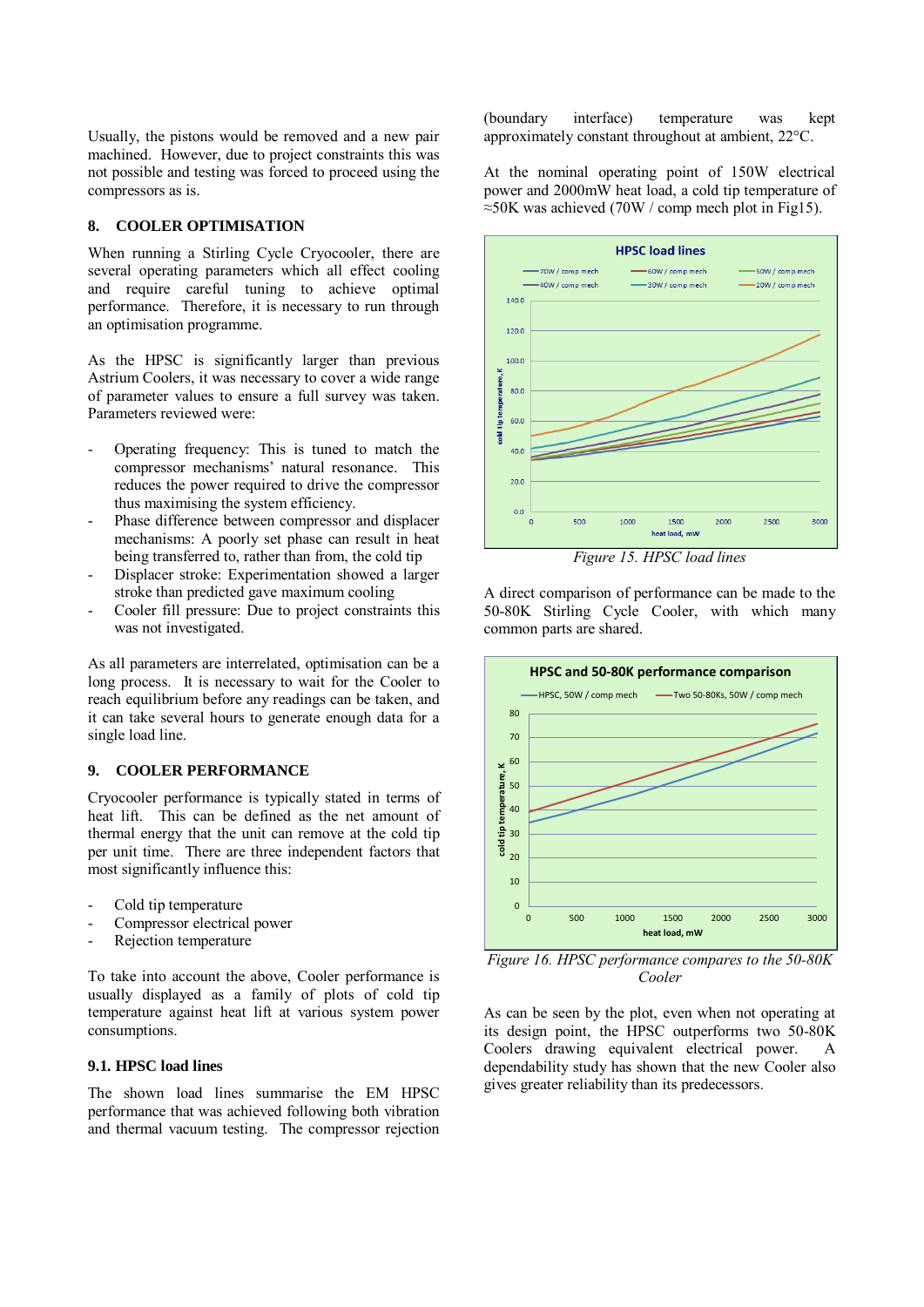Usually, the pistons would be removed and a new pair machined. However, due to project constraints this was not possible and testing was forced to proceed using the compressors as is.

## 8. COOLER OPTIMISATION

When running a Stirling Cycle Cryocooler, there are several operating parameters which all effect cooling and require careful tuning to achieve optimal performance. Therefore, it is necessary to run through an optimisation programme.

As the HPSC is significantly larger than previous Astrium Coolers, it was necessary to cover a wide range of parameter values to ensure a full survey was taken. Parameters reviewed were:

- Operating frequency: This is tuned to match the compressor mechanisms' natural resonance. This reduces the power required to drive the compressor thus maximising the system efficiency.
- Phase difference between compressor and displacer mechanisms: A poorly set phase can result in heat being transferred to, rather than from, the cold tip
- Displacer stroke: Experimentation showed a larger stroke than predicted gave maximum cooling
- Cooler fill pressure: Due to project constraints this was not investigated.

As all parameters are interrelated, optimisation can be a long process. It is necessary to wait for the Cooler to reach equilibrium before any readings can be taken, and it can take several hours to generate enough data for a single load line.

## 9. COOLER PERFORMANCE

Cryocooler performance is typically stated in terms of heat lift. This can be defined as the net amount of thermal energy that the unit can remove at the cold tip per unit time. There are three independent factors that most significantly influence this:

- Cold tip temperature
- Compressor electrical power
- Rejection temperature

To take into account the above, Cooler performance is usually displayed as a family of plots of cold tip temperature against heat lift at various system power consumptions.

### 9.1. HPSC load lines

The shown load lines summarise the EM HPSC performance that was achieved following both vibration and thermal vacuum testing. The compressor rejection (boundary interface) temperature was kept approximately constant throughout at ambient, 22°C.

At the nominal operating point of 150W electrical power and 2000mW heat load, a cold tip temperature of ≈50K was achieved (70W / comp mech plot in Fig15).

*Figure 15. HPSC load lines*

A direct comparison of performance can be made to the 50-80K Stirling Cycle Cooler, with which many common parts are shared.

*Figure 16. HPSC performance compares to the 50-80K Cooler*

As can be seen by the plot, even when not operating at its design point, the HPSC outperforms two 50-80K Coolers drawing equivalent electrical power. A dependability study has shown that the new Cooler also gives greater reliability than its predecessors.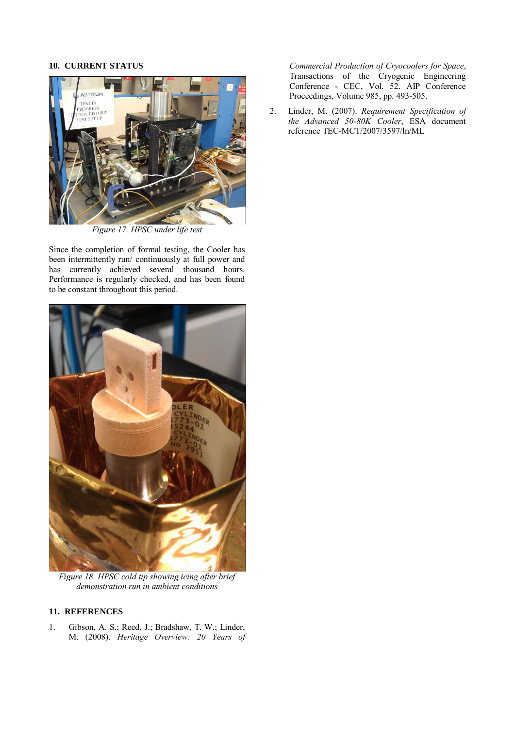## 10. CURRENT STATUS

Figure 17. HPSC under life test

Since the completion of formal testing, the Cooler has been intermittently run/ continuously at full power and has currently achieved several thousand hours. Performance is regularly checked, and has been found to be constant throughout this period.

Figure 18. HPSC cold tip showing icing after brief demonstration run in ambient conditions

## 11. REFERENCES

1. Gibson, A. S.; Reed, J.; Bradshaw, T. W.; Linder, M. (2008). *Heritage Overview: 20 Years of Commercial Production of Cryocoolers for Space*, Transactions of the Cryogenic Engineering Conference - CEC, Vol. 52. AIP Conference Proceedings, Volume 985, pp. 493-505.
2. Linder, M. (2007). *Requirement Specification of the Advanced 50-80K Cooler*, ESA document reference TEC-MCT/2007/3597/ln/ML